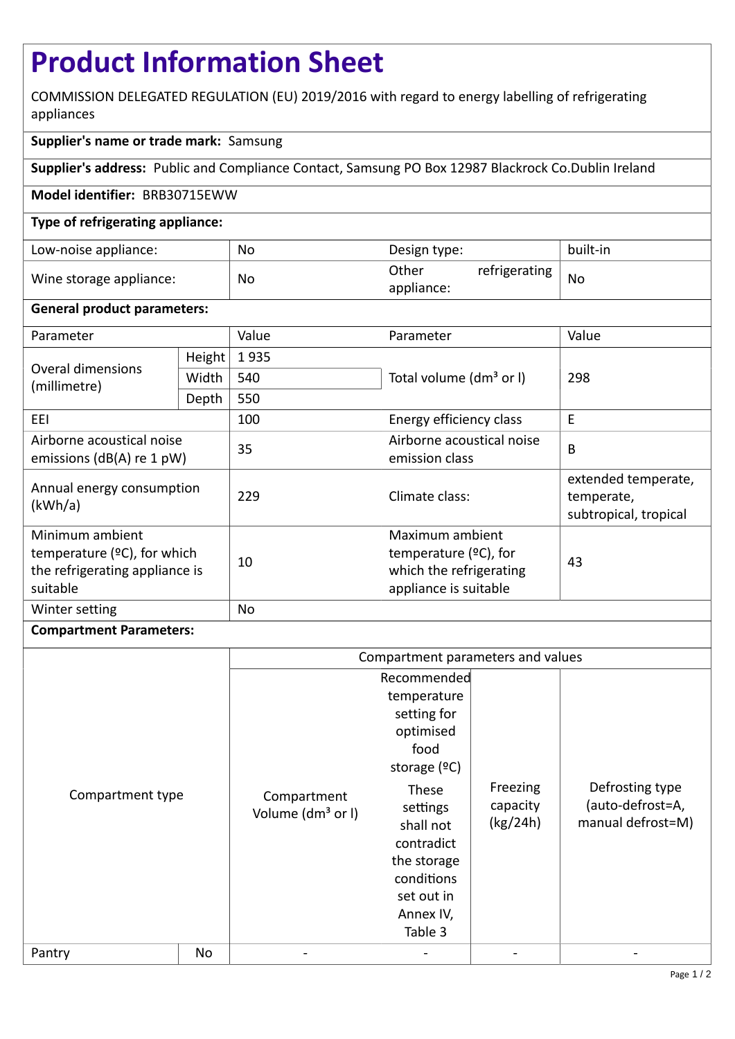# Product Information Sheet

COMMISSION DELEGATED REGULATION (EU) 2019/2016 with regard to energy labelling of refrigerating appliances

**Supplier's name or trade mark:** Samsung

**Supplier's address:** Public and Compliance Contact, Samsung PO Box 12987 Blackrock Co.Dublin Ireland

**Model identifier:** BRB30715EWW

**Type of refrigerating appliance:**

| | | | |
|---|---|---|---|
| Low-noise appliance: | No | Design type: | built-in |
| Wine storage appliance: | No | Other refrigerating appliance: | No |

**General product parameters:**

| Parameter | | Value | Parameter | Value |
|---|---|---|---|---|
| Overal dimensions (millimetre) | Height | 1 935 | Total volume (dm³ or l) | 298 |
| | Width | 540 | | |
| | Depth | 550 | | |
| EEI | | 100 | Energy efficiency class | E |
| Airborne acoustical noise emissions (dB(A) re 1 pW) | | 35 | Airborne acoustical noise emission class | B |
| Annual energy consumption (kWh/a) | | 229 | Climate class: | extended temperate, temperate, subtropical, tropical |
| Minimum ambient temperature (ºC), for which the refrigerating appliance is suitable | | 10 | Maximum ambient temperature (ºC), for which the refrigerating appliance is suitable | 43 |
| Winter setting | | No | | |

**Compartment Parameters:**

| Compartment type | | Compartment parameters and values | | | |
|---|---|---|---|---|---|
| | | Compartment Volume (dm³ or l) | Recommended temperature setting for optimised food storage (ºC) These settings shall not contradict the storage conditions set out in Annex IV, Table 3 | Freezing capacity (kg/24h) | Defrosting type (auto-defrost=A, manual defrost=M) |
| Pantry | No | - | - | - | - |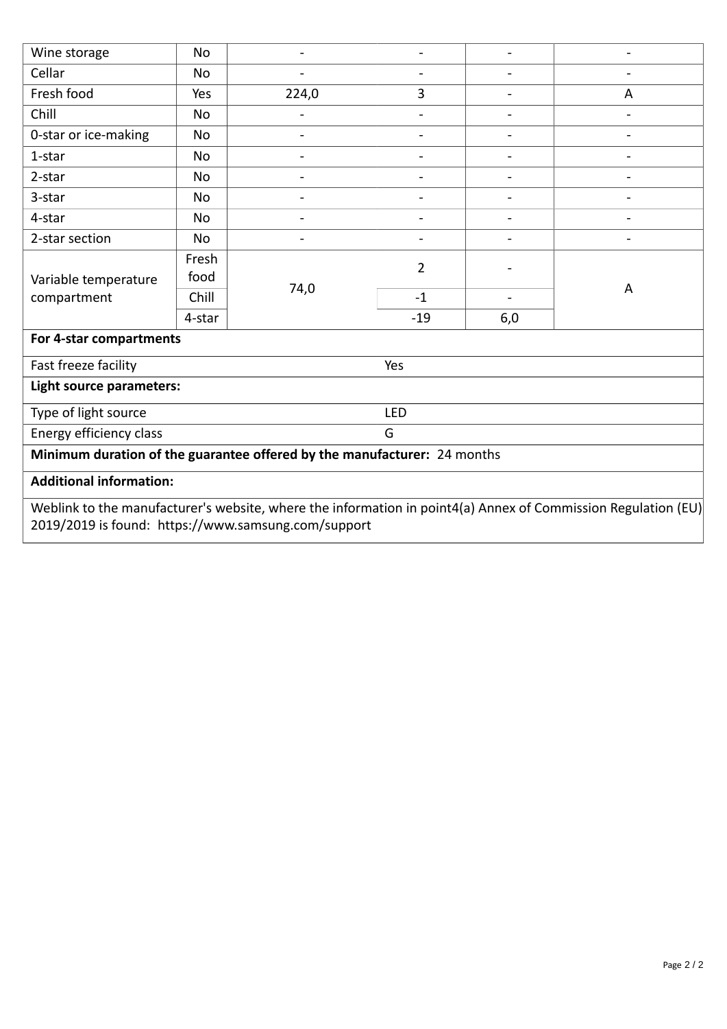| | | | | | |
|---|---|---|---|---|---|
| Wine storage | No | - | - | - | - |
| Cellar | No | - | - | - | - |
| Fresh food | Yes | 224,0 | 3 | - | A |
| Chill | No | - | - | - | - |
| 0-star or ice-making | No | - | - | - | - |
| 1-star | No | - | - | - | - |
| 2-star | No | - | - | - | - |
| 3-star | No | - | - | - | - |
| 4-star | No | - | - | - | - |
| 2-star section | No | - | - | - | - |
| Variable temperature compartment | Fresh food | 74,0 | 2 | - | A |
| | Chill | | -1 | - | |
| | 4-star | | -19 | 6,0 | |

**For 4-star compartments**

| | |
|---|---|
| Fast freeze facility | Yes |

**Light source parameters:**

| | |
|---|---|
| Type of light source | LED |
| Energy efficiency class | G |

**Minimum duration of the guarantee offered by the manufacturer:** 24 months

**Additional information:**

Weblink to the manufacturer's website, where the information in point4(a) Annex of Commission Regulation (EU) 2019/2019 is found: https://www.samsung.com/support